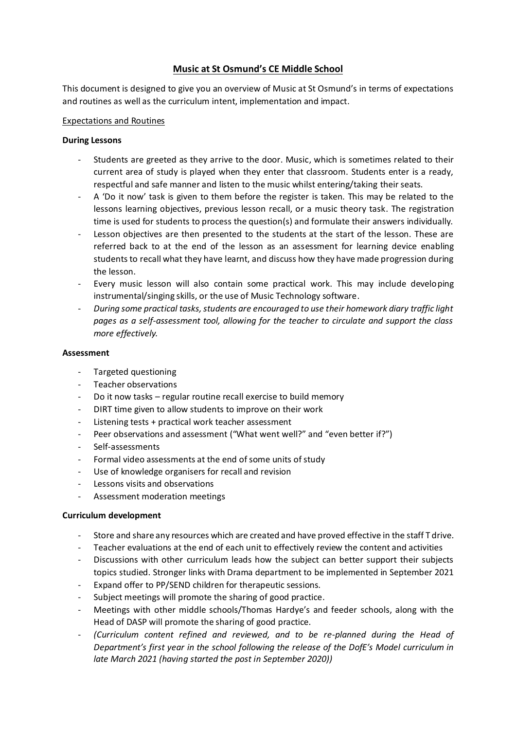# Music at St Osmund's CE Middle School

This document is designed to give you an overview of Music at St Osmund's in terms of expectations and routines as well as the curriculum intent, implementation and impact.

## Expectations and Routines

### During Lessons

- Students are greeted as they arrive to the door. Music, which is sometimes related to their current area of study is played when they enter that classroom. Students enter is a ready, respectful and safe manner and listen to the music whilst entering/taking their seats.
- A 'Do it now' task is given to them before the register is taken. This may be related to the lessons learning objectives, previous lesson recall, or a music theory task. The registration time is used for students to process the question(s) and formulate their answers individually.
- Lesson objectives are then presented to the students at the start of the lesson. These are referred back to at the end of the lesson as an assessment for learning device enabling students to recall what they have learnt, and discuss how they have made progression during the lesson.
- Every music lesson will also contain some practical work. This may include developing instrumental/singing skills, or the use of Music Technology software.
- *During some practical tasks, students are encouraged to use their homework diary traffic light pages as a self-assessment tool, allowing for the teacher to circulate and support the class more effectively.*

### Assessment

- Targeted questioning
- Teacher observations
- Do it now tasks – regular routine recall exercise to build memory
- DIRT time given to allow students to improve on their work
- Listening tests + practical work teacher assessment
- Peer observations and assessment ("What went well?" and "even better if?")
- Self-assessments
- Formal video assessments at the end of some units of study
- Use of knowledge organisers for recall and revision
- Lessons visits and observations
- Assessment moderation meetings

### Curriculum development

- Store and share any resources which are created and have proved effective in the staff T drive.
- Teacher evaluations at the end of each unit to effectively review the content and activities
- Discussions with other curriculum leads how the subject can better support their subjects topics studied. Stronger links with Drama department to be implemented in September 2021
- Expand offer to PP/SEND children for therapeutic sessions.
- Subject meetings will promote the sharing of good practice.
- Meetings with other middle schools/Thomas Hardye's and feeder schools, along with the Head of DASP will promote the sharing of good practice.
- *(Curriculum content refined and reviewed, and to be re-planned during the Head of Department's first year in the school following the release of the DofE's Model curriculum in late March 2021 (having started the post in September 2020))*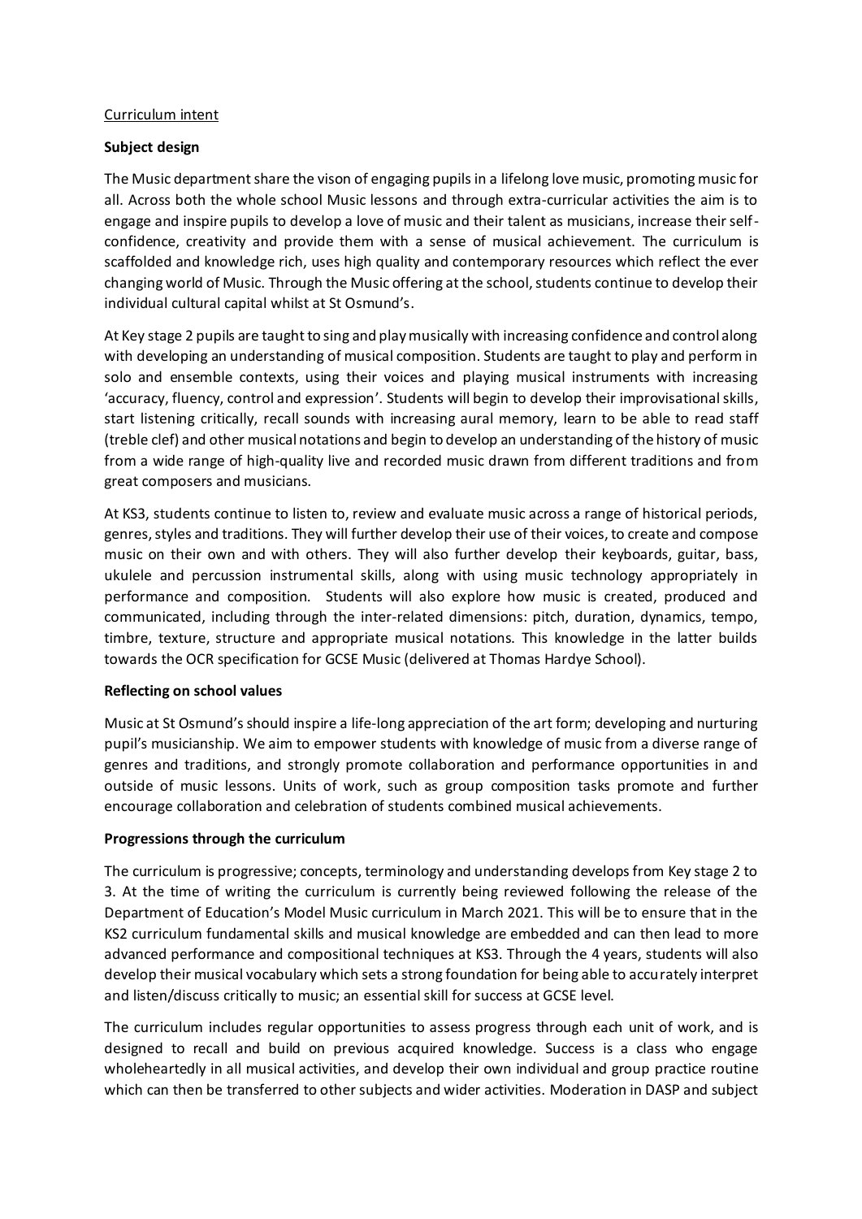Curriculum intent

**Subject design**

The Music department share the vison of engaging pupils in a lifelong love music, promoting music for all. Across both the whole school Music lessons and through extra-curricular activities the aim is to engage and inspire pupils to develop a love of music and their talent as musicians, increase their self-confidence, creativity and provide them with a sense of musical achievement. The curriculum is scaffolded and knowledge rich, uses high quality and contemporary resources which reflect the ever changing world of Music. Through the Music offering at the school, students continue to develop their individual cultural capital whilst at St Osmund's.

At Key stage 2 pupils are taught to sing and play musically with increasing confidence and control along with developing an understanding of musical composition. Students are taught to play and perform in solo and ensemble contexts, using their voices and playing musical instruments with increasing 'accuracy, fluency, control and expression'. Students will begin to develop their improvisational skills, start listening critically, recall sounds with increasing aural memory, learn to be able to read staff (treble clef) and other musical notations and begin to develop an understanding of the history of music from a wide range of high-quality live and recorded music drawn from different traditions and from great composers and musicians.

At KS3, students continue to listen to, review and evaluate music across a range of historical periods, genres, styles and traditions. They will further develop their use of their voices, to create and compose music on their own and with others. They will also further develop their keyboards, guitar, bass, ukulele and percussion instrumental skills, along with using music technology appropriately in performance and composition. Students will also explore how music is created, produced and communicated, including through the inter-related dimensions: pitch, duration, dynamics, tempo, timbre, texture, structure and appropriate musical notations. This knowledge in the latter builds towards the OCR specification for GCSE Music (delivered at Thomas Hardye School).

**Reflecting on school values**

Music at St Osmund's should inspire a life-long appreciation of the art form; developing and nurturing pupil's musicianship. We aim to empower students with knowledge of music from a diverse range of genres and traditions, and strongly promote collaboration and performance opportunities in and outside of music lessons. Units of work, such as group composition tasks promote and further encourage collaboration and celebration of students combined musical achievements.

**Progressions through the curriculum**

The curriculum is progressive; concepts, terminology and understanding develops from Key stage 2 to 3. At the time of writing the curriculum is currently being reviewed following the release of the Department of Education's Model Music curriculum in March 2021. This will be to ensure that in the KS2 curriculum fundamental skills and musical knowledge are embedded and can then lead to more advanced performance and compositional techniques at KS3. Through the 4 years, students will also develop their musical vocabulary which sets a strong foundation for being able to accurately interpret and listen/discuss critically to music; an essential skill for success at GCSE level.

The curriculum includes regular opportunities to assess progress through each unit of work, and is designed to recall and build on previous acquired knowledge. Success is a class who engage wholeheartedly in all musical activities, and develop their own individual and group practice routine which can then be transferred to other subjects and wider activities. Moderation in DASP and subject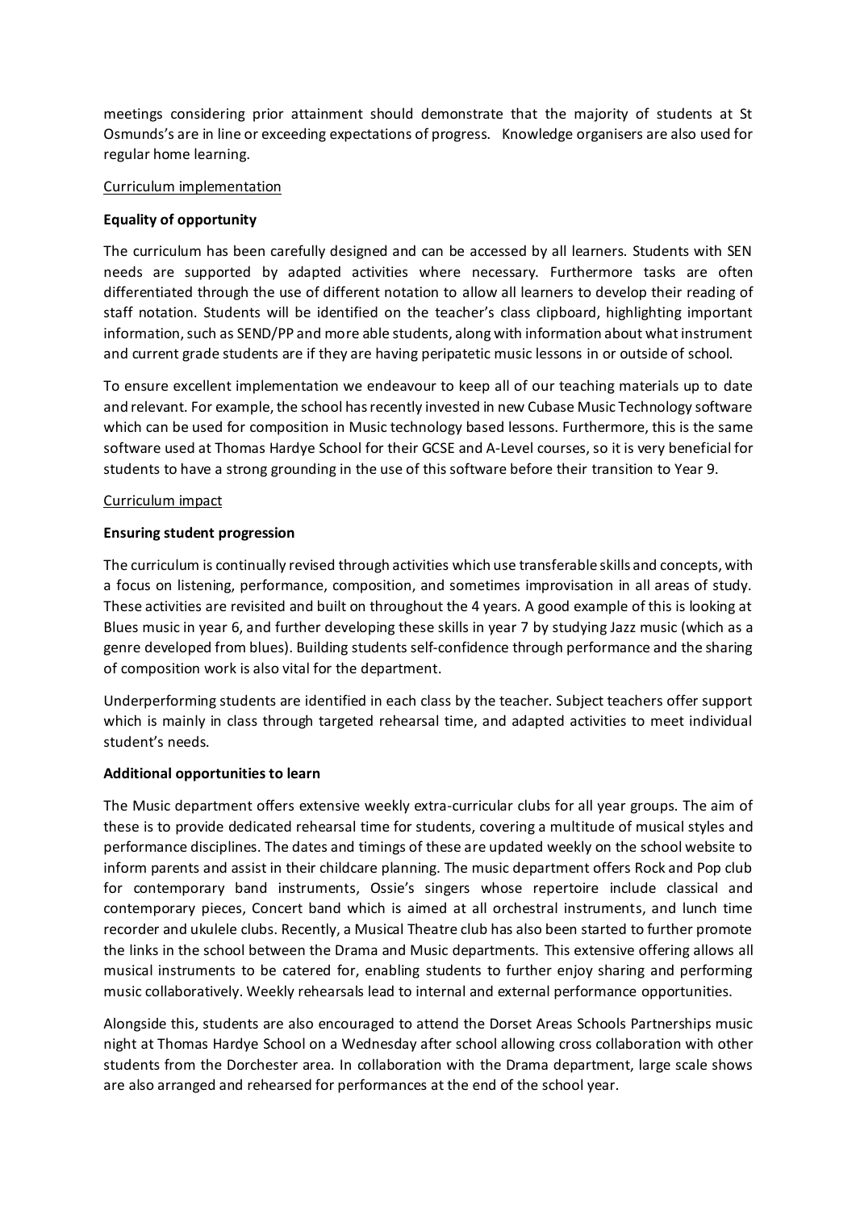meetings considering prior attainment should demonstrate that the majority of students at St Osmunds's are in line or exceeding expectations of progress. Knowledge organisers are also used for regular home learning.

<u>Curriculum implementation</u>

**Equality of opportunity**

The curriculum has been carefully designed and can be accessed by all learners. Students with SEN needs are supported by adapted activities where necessary. Furthermore tasks are often differentiated through the use of different notation to allow all learners to develop their reading of staff notation. Students will be identified on the teacher's class clipboard, highlighting important information, such as SEND/PP and more able students, along with information about what instrument and current grade students are if they are having peripatetic music lessons in or outside of school.

To ensure excellent implementation we endeavour to keep all of our teaching materials up to date and relevant. For example, the school has recently invested in new Cubase Music Technology software which can be used for composition in Music technology based lessons. Furthermore, this is the same software used at Thomas Hardye School for their GCSE and A-Level courses, so it is very beneficial for students to have a strong grounding in the use of this software before their transition to Year 9.

<u>Curriculum impact</u>

**Ensuring student progression**

The curriculum is continually revised through activities which use transferable skills and concepts, with a focus on listening, performance, composition, and sometimes improvisation in all areas of study. These activities are revisited and built on throughout the 4 years. A good example of this is looking at Blues music in year 6, and further developing these skills in year 7 by studying Jazz music (which as a genre developed from blues). Building students self-confidence through performance and the sharing of composition work is also vital for the department.

Underperforming students are identified in each class by the teacher. Subject teachers offer support which is mainly in class through targeted rehearsal time, and adapted activities to meet individual student's needs.

**Additional opportunities to learn**

The Music department offers extensive weekly extra-curricular clubs for all year groups. The aim of these is to provide dedicated rehearsal time for students, covering a multitude of musical styles and performance disciplines. The dates and timings of these are updated weekly on the school website to inform parents and assist in their childcare planning. The music department offers Rock and Pop club for contemporary band instruments, Ossie's singers whose repertoire include classical and contemporary pieces, Concert band which is aimed at all orchestral instruments, and lunch time recorder and ukulele clubs. Recently, a Musical Theatre club has also been started to further promote the links in the school between the Drama and Music departments. This extensive offering allows all musical instruments to be catered for, enabling students to further enjoy sharing and performing music collaboratively. Weekly rehearsals lead to internal and external performance opportunities.

Alongside this, students are also encouraged to attend the Dorset Areas Schools Partnerships music night at Thomas Hardye School on a Wednesday after school allowing cross collaboration with other students from the Dorchester area. In collaboration with the Drama department, large scale shows are also arranged and rehearsed for performances at the end of the school year.